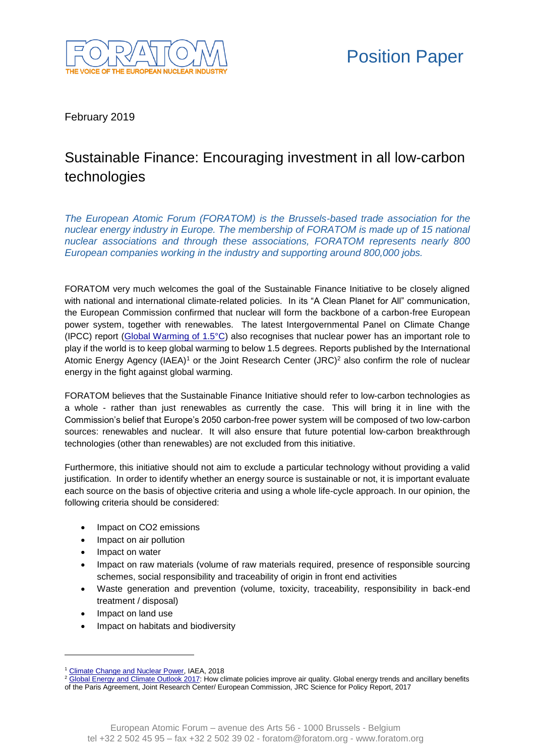FORATOM
THE VOICE OF THE EUROPEAN NUCLEAR INDUSTRY

Position Paper

February 2019

# Sustainable Finance: Encouraging investment in all low-carbon technologies

*The European Atomic Forum (FORATOM) is the Brussels-based trade association for the nuclear energy industry in Europe. The membership of FORATOM is made up of 15 national nuclear associations and through these associations, FORATOM represents nearly 800 European companies working in the industry and supporting around 800,000 jobs.*

FORATOM very much welcomes the goal of the Sustainable Finance Initiative to be closely aligned with national and international climate-related policies. In its "A Clean Planet for All" communication, the European Commission confirmed that nuclear will form the backbone of a carbon-free European power system, together with renewables. The latest Intergovernmental Panel on Climate Change (IPCC) report (Global Warming of 1.5°C) also recognises that nuclear power has an important role to play if the world is to keep global warming to below 1.5 degrees. Reports published by the International Atomic Energy Agency (IAEA)[1] or the Joint Research Center (JRC)[2] also confirm the role of nuclear energy in the fight against global warming.

FORATOM believes that the Sustainable Finance Initiative should refer to low-carbon technologies as a whole - rather than just renewables as currently the case. This will bring it in line with the Commission's belief that Europe's 2050 carbon-free power system will be composed of two low-carbon sources: renewables and nuclear. It will also ensure that future potential low-carbon breakthrough technologies (other than renewables) are not excluded from this initiative.

Furthermore, this initiative should not aim to exclude a particular technology without providing a valid justification. In order to identify whether an energy source is sustainable or not, it is important evaluate each source on the basis of objective criteria and using a whole life-cycle approach. In our opinion, the following criteria should be considered:

- Impact on CO2 emissions
- Impact on air pollution
- Impact on water
- Impact on raw materials (volume of raw materials required, presence of responsible sourcing schemes, social responsibility and traceability of origin in front end activities
- Waste generation and prevention (volume, toxicity, traceability, responsibility in back-end treatment / disposal)
- Impact on land use
- Impact on habitats and biodiversity

[1] Climate Change and Nuclear Power, IAEA, 2018

[2] Global Energy and Climate Outlook 2017: How climate policies improve air quality. Global energy trends and ancillary benefits of the Paris Agreement, Joint Research Center/ European Commission, JRC Science for Policy Report, 2017

European Atomic Forum – avenue des Arts 56 - 1000 Brussels - Belgium
tel +32 2 502 45 95 – fax +32 2 502 39 02 - foratom@foratom.org - www.foratom.org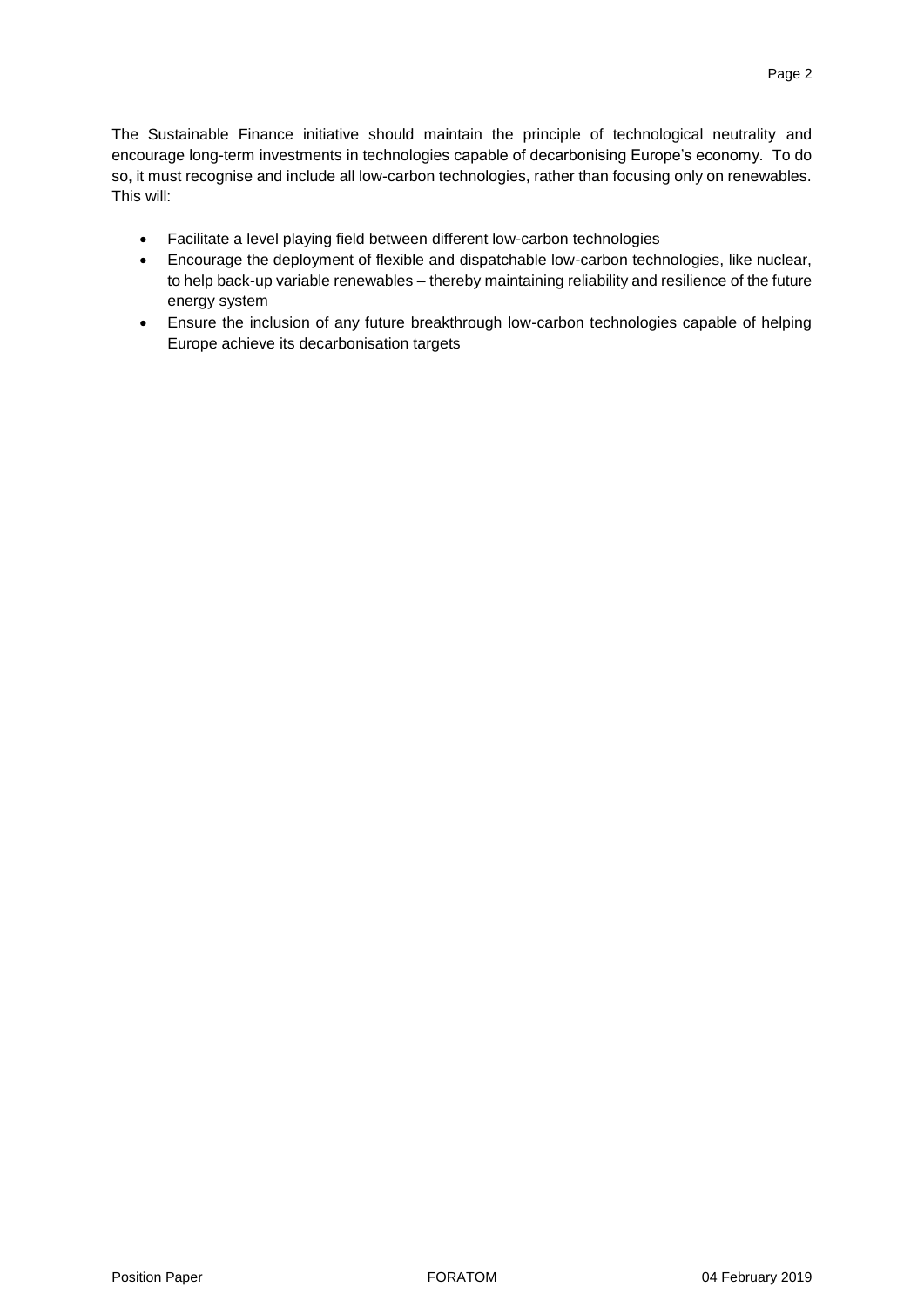The Sustainable Finance initiative should maintain the principle of technological neutrality and encourage long-term investments in technologies capable of decarbonising Europe's economy. To do so, it must recognise and include all low-carbon technologies, rather than focusing only on renewables. This will:

- Facilitate a level playing field between different low-carbon technologies
- Encourage the deployment of flexible and dispatchable low-carbon technologies, like nuclear, to help back-up variable renewables – thereby maintaining reliability and resilience of the future energy system
- Ensure the inclusion of any future breakthrough low-carbon technologies capable of helping Europe achieve its decarbonisation targets